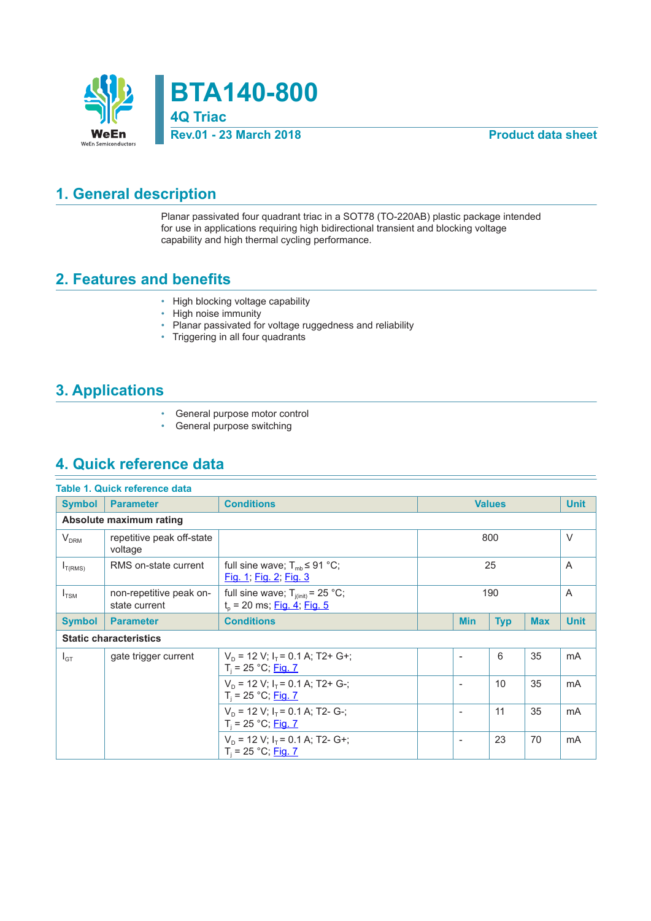# BTA140-800

**4Q Triac**

**Rev.01 - 23 March 2018** **Product data sheet**

## 1. General description

Planar passivated four quadrant triac in a SOT78 (TO-220AB) plastic package intended for use in applications requiring high bidirectional transient and blocking voltage capability and high thermal cycling performance.

## 2. Features and benefits

- High blocking voltage capability
- High noise immunity
- Planar passivated for voltage ruggedness and reliability
- Triggering in all four quadrants

## 3. Applications

- General purpose motor control
- General purpose switching

## 4. Quick reference data

**Table 1. Quick reference data**

| Symbol | Parameter | Conditions | Min | Typ | Max | Unit |
|---|---|---|---|---|---|---|
| **Absolute maximum rating** | | | | | | |
| $V_{DRM}$ | repetitive peak off-state voltage | | | 800 | | V |
| $I_{T(RMS)}$ | RMS on-state current | full sine wave; $T_{mb} \leq 91$ °C; Fig. 1; Fig. 2; Fig. 3 | | 25 | | A |
| $I_{TSM}$ | non-repetitive peak on-state current | full sine wave; $T_{j(init)} = 25$ °C; $t_p = 20$ ms; Fig. 4; Fig. 5 | | 190 | | A |
| **Static characteristics** | | | | | | |
| $I_{GT}$ | gate trigger current | $V_D = 12$ V; $I_T = 0.1$ A; T2+ G+; $T_j = 25$ °C; Fig. 7 | - | 6 | 35 | mA |
| | | $V_D = 12$ V; $I_T = 0.1$ A; T2+ G-; $T_j = 25$ °C; Fig. 7 | - | 10 | 35 | mA |
| | | $V_D = 12$ V; $I_T = 0.1$ A; T2- G-; $T_j = 25$ °C; Fig. 7 | - | 11 | 35 | mA |
| | | $V_D = 12$ V; $I_T = 0.1$ A; T2- G+; $T_j = 25$ °C; Fig. 7 | - | 23 | 70 | mA |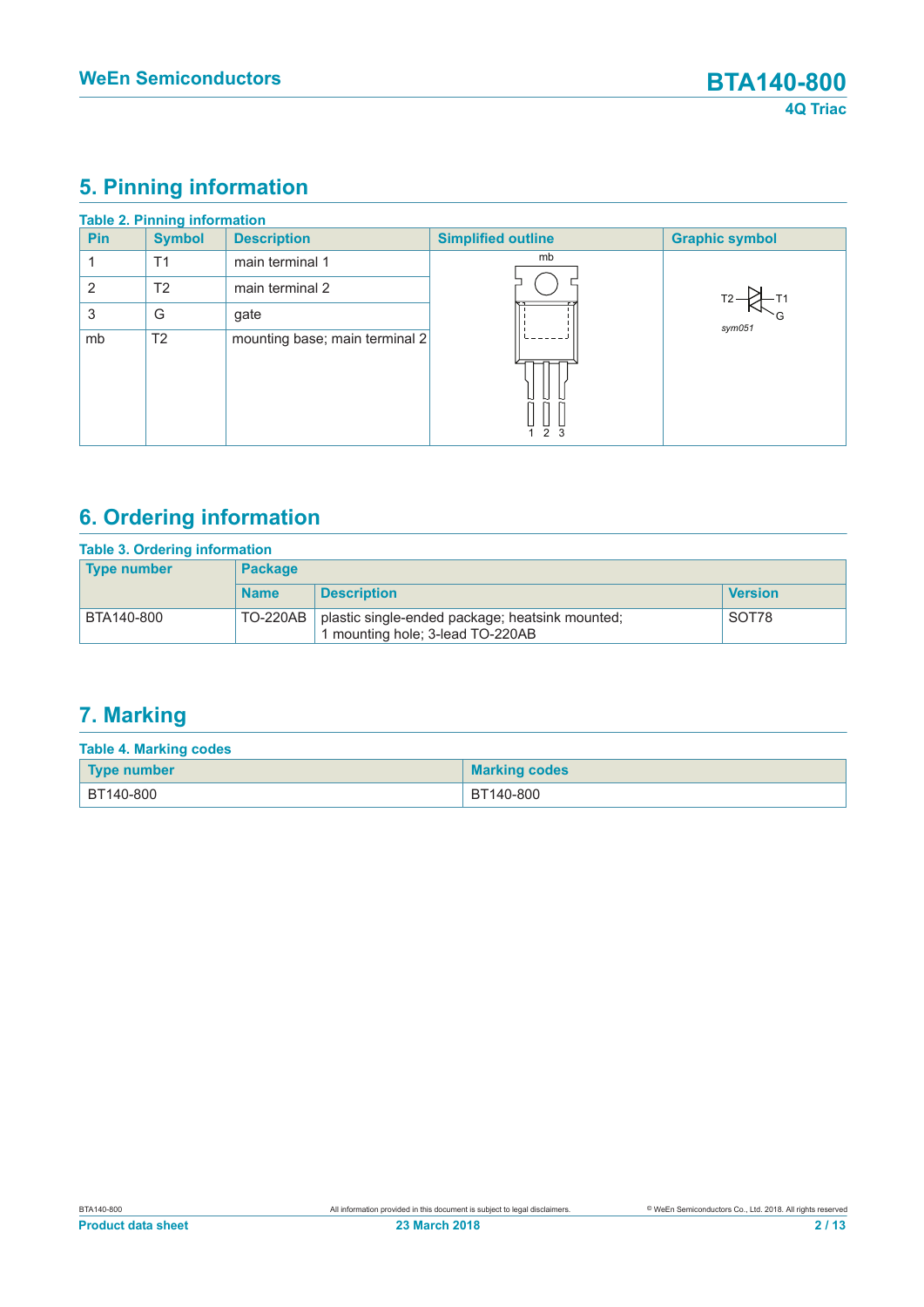## 5. Pinning information

**Table 2. Pinning information**

| Pin | Symbol | Description | Simplified outline | Graphic symbol |
|---|---|---|---|---|
| 1 | T1 | main terminal 1 | | |
| 2 | T2 | main terminal 2 | | |
| 3 | G | gate | | |
| mb | T2 | mounting base; main terminal 2 | | |

## 6. Ordering information

**Table 3. Ordering information**

| Type number | Package | | |
|---|---|---|---|
| | Name | Description | Version |
| BTA140-800 | TO-220AB | plastic single-ended package; heatsink mounted; 1 mounting hole; 3-lead TO-220AB | SOT78 |

## 7. Marking

**Table 4. Marking codes**

| Type number | Marking codes |
|---|---|
| BT140-800 | BT140-800 |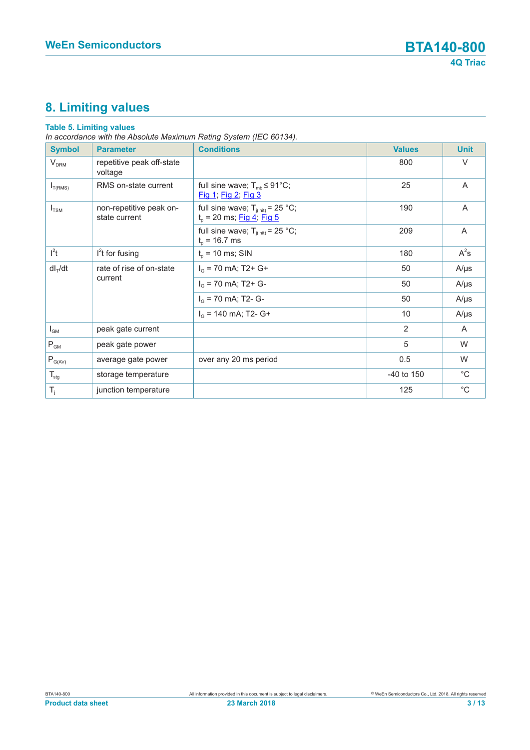## 8. Limiting values

**Table 5. Limiting values**

*In accordance with the Absolute Maximum Rating System (IEC 60134).*

| Symbol | Parameter | Conditions | Values | Unit |
|---|---|---|---|---|
| $V_{DRM}$ | repetitive peak off-state voltage | | 800 | V |
| $I_{T(RMS)}$ | RMS on-state current | full sine wave; $T_{mb} \leq 91°C$; Fig 1; Fig 2; Fig 3 | 25 | A |
| $I_{TSM}$ | non-repetitive peak on-state current | full sine wave; $T_{j(init)} = 25$ °C; $t_p = 20$ ms; Fig 4; Fig 5 | 190 | A |
| | | full sine wave; $T_{j(init)} = 25$ °C; $t_p = 16.7$ ms | 209 | A |
| $I^2t$ | $I^2t$ for fusing | $t_p = 10$ ms; SIN | 180 | $A^2s$ |
| $dI_T/dt$ | rate of rise of on-state current | $I_G = 70$ mA; T2+ G+ | 50 | A/µs |
| | | $I_G = 70$ mA; T2+ G- | 50 | A/µs |
| | | $I_G = 70$ mA; T2- G- | 50 | A/µs |
| | | $I_G = 140$ mA; T2- G+ | 10 | A/µs |
| $I_{GM}$ | peak gate current | | 2 | A |
| $P_{GM}$ | peak gate power | | 5 | W |
| $P_{G(AV)}$ | average gate power | over any 20 ms period | 0.5 | W |
| $T_{stg}$ | storage temperature | | -40 to 150 | °C |
| $T_j$ | junction temperature | | 125 | °C |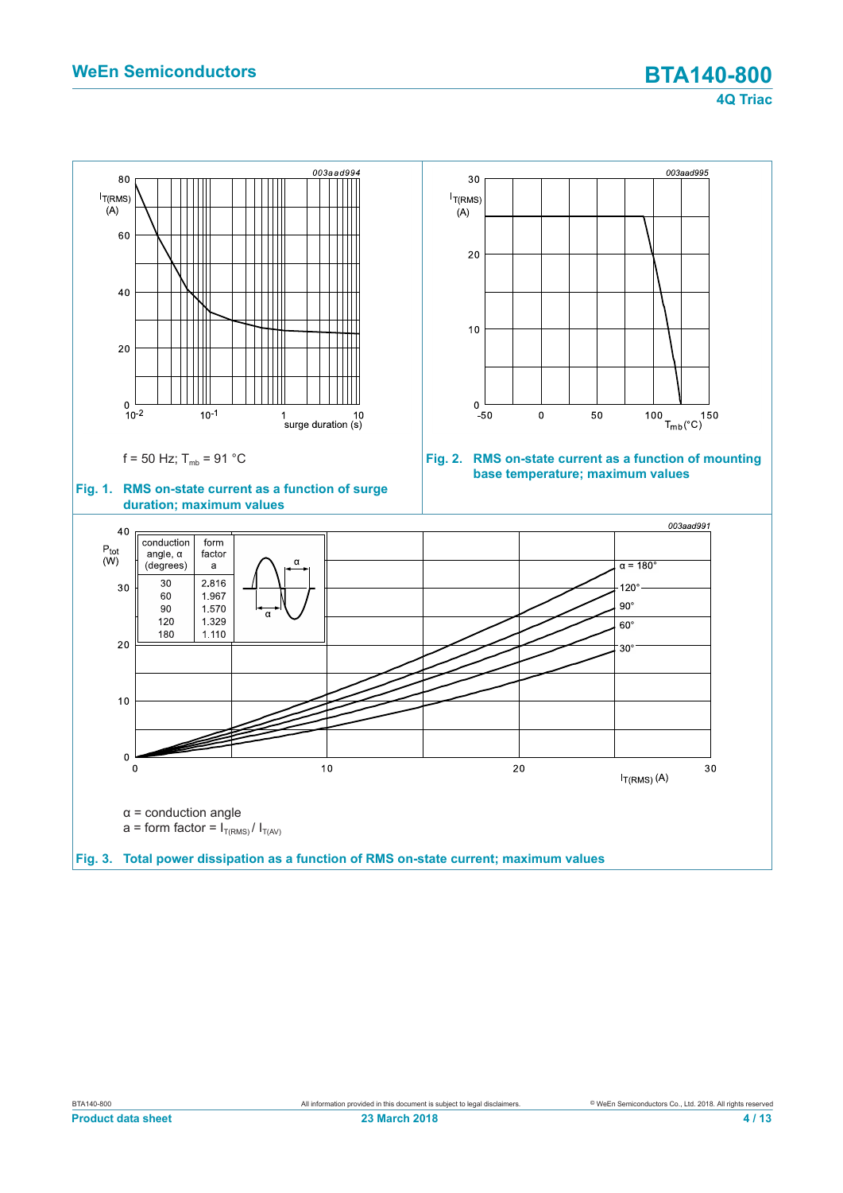f = 50 Hz; $T_{mb}$ = 91 °C

**Fig. 1. RMS on-state current as a function of surge duration; maximum values**

**Fig. 2. RMS on-state current as a function of mounting base temperature; maximum values**

| conduction angle, α (degrees) | form factor a |
|---|---|
| 30 | 2.816 |
| 60 | 1.967 |
| 90 | 1.570 |
| 120 | 1.329 |
| 180 | 1.110 |

α = conduction angle

a = form factor = $I_{T(RMS)}$ / $I_{T(AV)}$

**Fig. 3. Total power dissipation as a function of RMS on-state current; maximum values**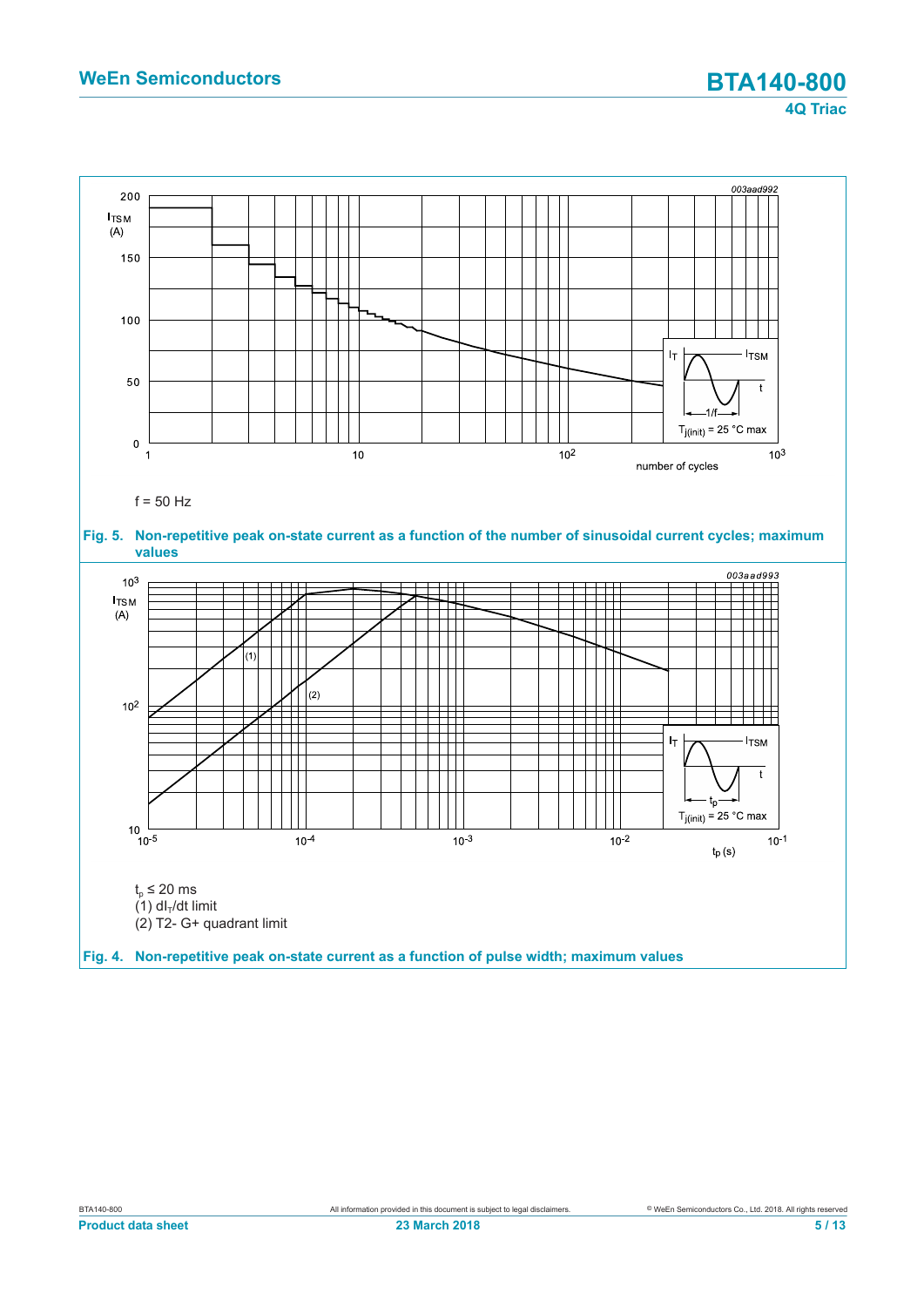f = 50 Hz

**Fig. 5. Non-repetitive peak on-state current as a function of the number of sinusoidal current cycles; maximum values**

$t_p \leq 20$ ms

(1) $dI_T/dt$ limit

(2) T2- G+ quadrant limit

**Fig. 4. Non-repetitive peak on-state current as a function of pulse width; maximum values**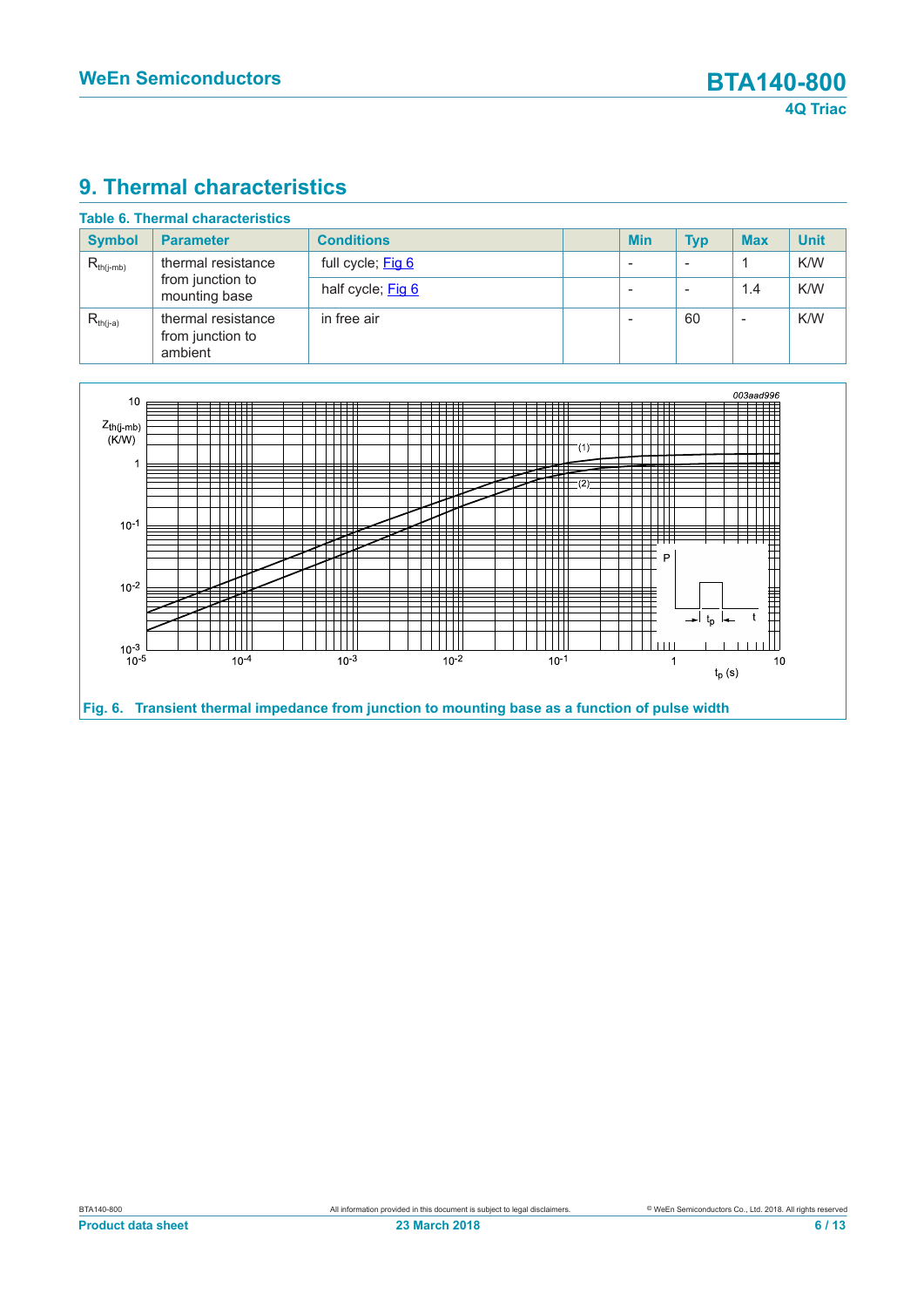## 9. Thermal characteristics

**Table 6. Thermal characteristics**

| Symbol | Parameter | Conditions | | Min | Typ | Max | Unit |
|---|---|---|---|---|---|---|---|
| $R_{th(j-mb)}$ | thermal resistance from junction to mounting base | full cycle; Fig 6 | | - | - | 1 | K/W |
| | | half cycle; Fig 6 | | - | - | 1.4 | K/W |
| $R_{th(j-a)}$ | thermal resistance from junction to ambient | in free air | | - | 60 | - | K/W |

**Fig. 6. Transient thermal impedance from junction to mounting base as a function of pulse width**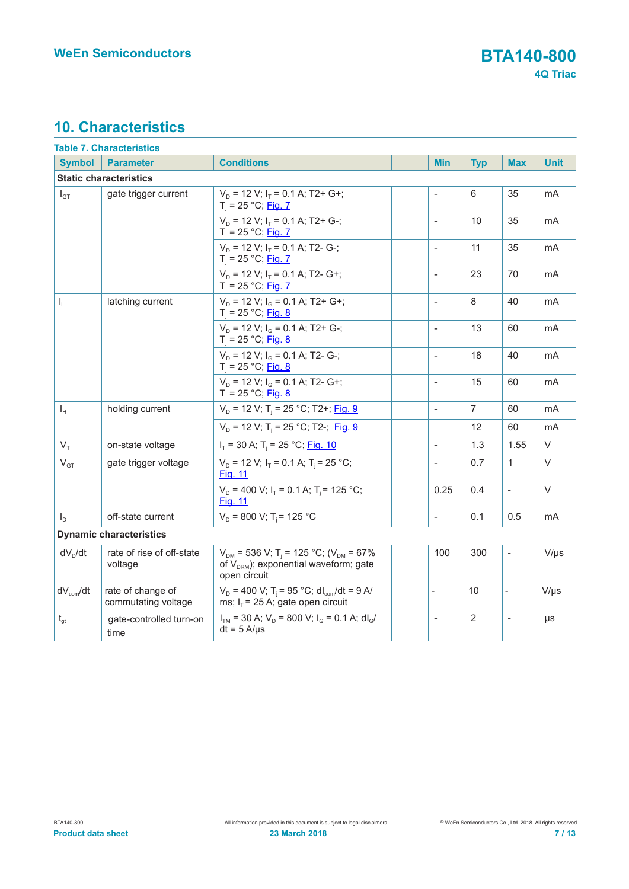## 10. Characteristics

**Table 7. Characteristics**

| Symbol | Parameter | Conditions | | Min | Typ | Max | Unit |
|---|---|---|---|---|---|---|---|
| **Static characteristics** | | | | | | | |
| $I_{GT}$ | gate trigger current | $V_D$ = 12 V; $I_T$ = 0.1 A; T2+ G+; $T_j$ = 25 °C; Fig. 7 | | - | 6 | 35 | mA |
| | | $V_D$ = 12 V; $I_T$ = 0.1 A; T2+ G-; $T_j$ = 25 °C; Fig. 7 | | - | 10 | 35 | mA |
| | | $V_D$ = 12 V; $I_T$ = 0.1 A; T2- G-; $T_j$ = 25 °C; Fig. 7 | | - | 11 | 35 | mA |
| | | $V_D$ = 12 V; $I_T$ = 0.1 A; T2- G+; $T_j$ = 25 °C; Fig. 7 | | - | 23 | 70 | mA |
| $I_L$ | latching current | $V_D$ = 12 V; $I_G$ = 0.1 A; T2+ G+; $T_j$ = 25 °C; Fig. 8 | | - | 8 | 40 | mA |
| | | $V_D$ = 12 V; $I_G$ = 0.1 A; T2+ G-; $T_j$ = 25 °C; Fig. 8 | | - | 13 | 60 | mA |
| | | $V_D$ = 12 V; $I_G$ = 0.1 A; T2- G-; $T_j$ = 25 °C; Fig. 8 | | - | 18 | 40 | mA |
| | | $V_D$ = 12 V; $I_G$ = 0.1 A; T2- G+; $T_j$ = 25 °C; Fig. 8 | | - | 15 | 60 | mA |
| $I_H$ | holding current | $V_D$ = 12 V; $T_j$ = 25 °C; T2+; Fig. 9 | | - | 7 | 60 | mA |
| | | $V_D$ = 12 V; $T_j$ = 25 °C; T2-; Fig. 9 | | | 12 | 60 | mA |
| $V_T$ | on-state voltage | $I_T$ = 30 A; $T_j$ = 25 °C; Fig. 10 | | - | 1.3 | 1.55 | V |
| $V_{GT}$ | gate trigger voltage | $V_D$ = 12 V; $I_T$ = 0.1 A; $T_j$ = 25 °C; Fig. 11 | | - | 0.7 | 1 | V |
| | | $V_D$ = 400 V; $I_T$ = 0.1 A; $T_j$ = 125 °C; Fig. 11 | | 0.25 | 0.4 | - | V |
| $I_D$ | off-state current | $V_D$ = 800 V; $T_j$ = 125 °C | | - | 0.1 | 0.5 | mA |
| **Dynamic characteristics** | | | | | | | |
| $dV_D/dt$ | rate of rise of off-state voltage | $V_{DM}$ = 536 V; $T_j$ = 125 °C; ($V_{DM}$ = 67% of $V_{DRM}$); exponential waveform; gate open circuit | | 100 | 300 | - | V/µs |
| $dV_{com}/dt$ | rate of change of commutating voltage | $V_D$ = 400 V; $T_j$ = 95 °C; $dI_{com}/dt$ = 9 A/ms; $I_T$ = 25 A; gate open circuit | | - | 10 | - | V/µs |
| $t_{gt}$ | gate-controlled turn-on time | $I_{TM}$ = 30 A; $V_D$ = 800 V; $I_G$ = 0.1 A; $dI_G/dt$ = 5 A/µs | | - | 2 | - | µs |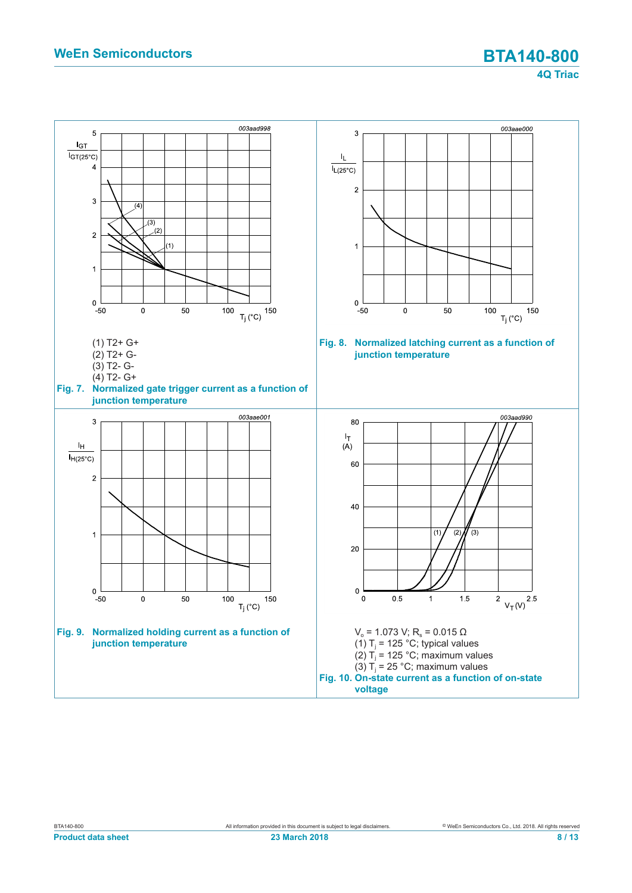(1) T2+ G+

(2) T2+ G-

(3) T2- G-

(4) T2- G+

**Fig. 7. Normalized gate trigger current as a function of junction temperature**

**Fig. 8. Normalized latching current as a function of junction temperature**

**Fig. 9. Normalized holding current as a function of junction temperature**

$V_o$ = 1.073 V; $R_s$ = 0.015 Ω

(1) $T_j$ = 125 °C; typical values

(2) $T_j$ = 125 °C; maximum values

(3) $T_j$ = 25 °C; maximum values

**Fig. 10. On-state current as a function of on-state voltage**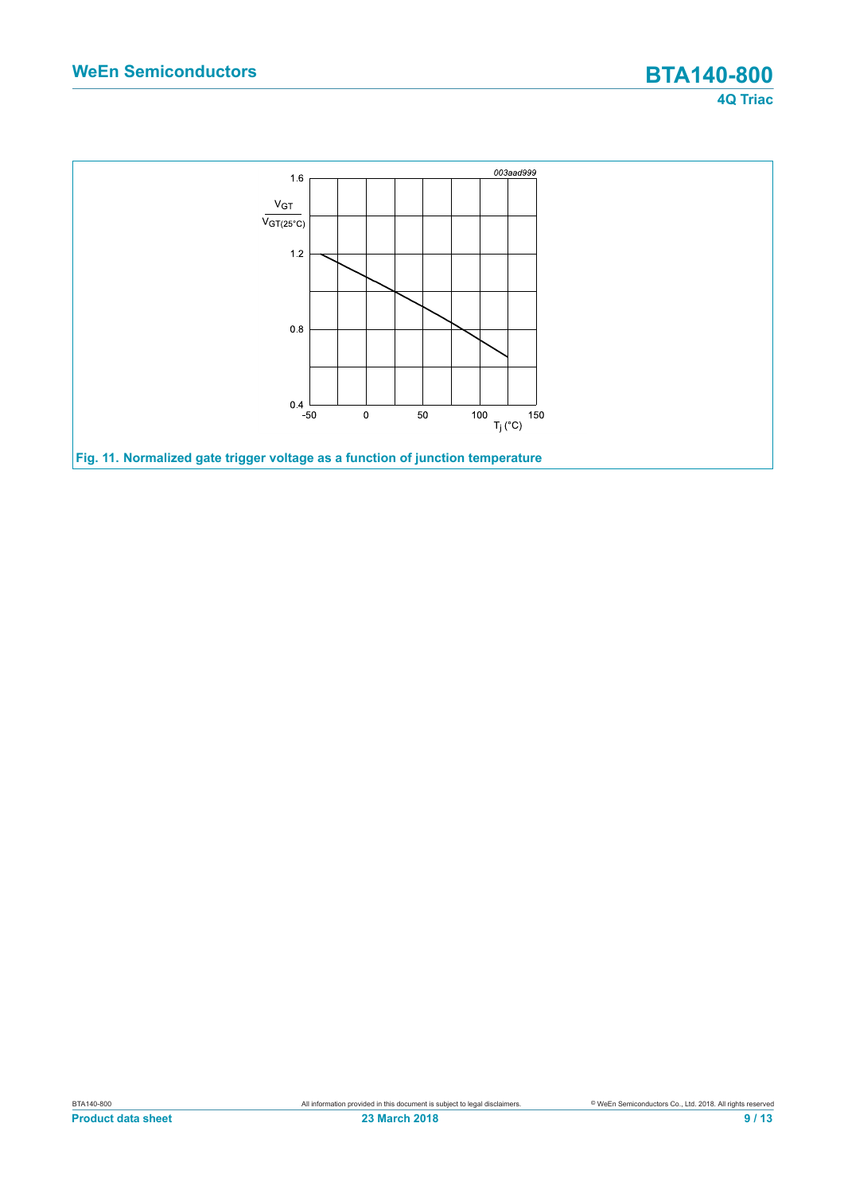003aad999

$\frac{V_{GT}}{V_{GT(25°C)}}$

1.6

1.2

0.8

0.4

-50 0 50 100 150

$T_j$ (°C)

**Fig. 11. Normalized gate trigger voltage as a function of junction temperature**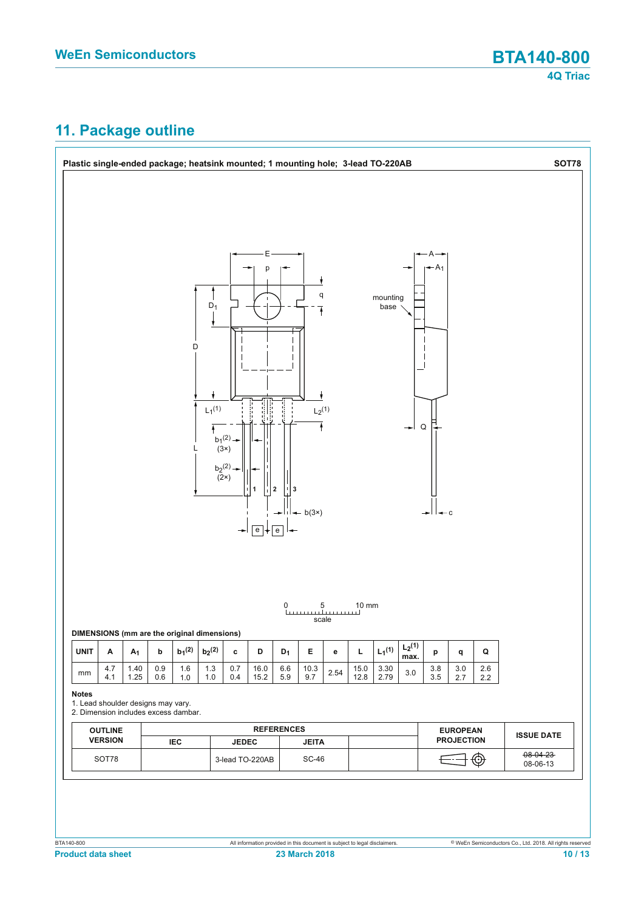## 11. Package outline

**Plastic single-ended package; heatsink mounted; 1 mounting hole; 3-lead TO-220AB** **SOT78**

**DIMENSIONS (mm are the original dimensions)**

| UNIT | A | $A_1$ | b | $b_1$(2) | $b_2$(2) | c | D | $D_1$ | E | e | L | $L_1$(1) | $L_2$(1) max. | p | q | Q |
|---|---|---|---|---|---|---|---|---|---|---|---|---|---|---|---|---|
| mm | 4.7<br>4.1 | 1.40<br>1.25 | 0.9<br>0.6 | 1.6<br>1.0 | 1.3<br>1.0 | 0.7<br>0.4 | 16.0<br>15.2 | 6.6<br>5.9 | 10.3<br>9.7 | 2.54 | 15.0<br>12.8 | 3.30<br>2.79 | 3.0 | 3.8<br>3.5 | 3.0<br>2.7 | 2.6<br>2.2 |

**Notes**

1. Lead shoulder designs may vary.
2. Dimension includes excess dambar.

| OUTLINE VERSION | REFERENCES | | | | EUROPEAN PROJECTION | ISSUE DATE |
|---|---|---|---|---|---|---|
| | IEC | JEDEC | JEITA | | | |
| SOT78 | | 3-lead TO-220AB | SC-46 | | | ~~08-04-23~~<br>08-06-13 |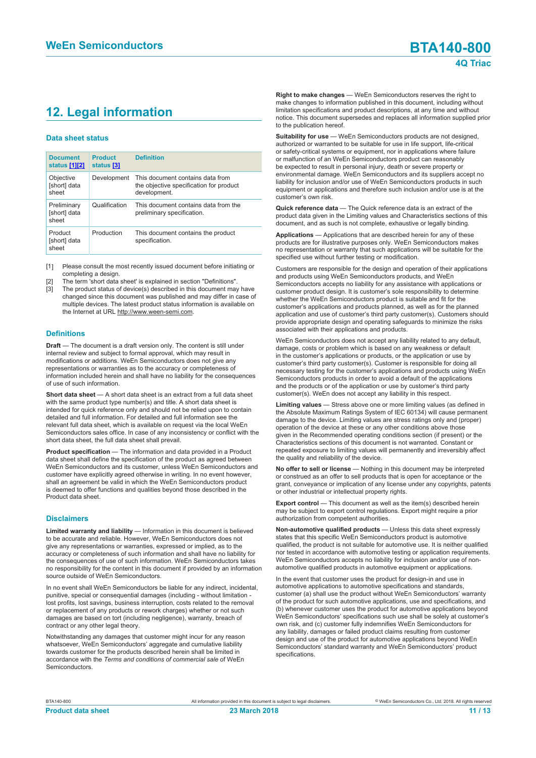# 12. Legal information

### Data sheet status

| Document status [1][2] | Product status [3] | Definition |
|---|---|---|
| Objective [short] data sheet | Development | This document contains data from the objective specification for product development. |
| Preliminary [short] data sheet | Qualification | This document contains data from the preliminary specification. |
| Product [short] data sheet | Production | This document contains the product specification. |

[1] Please consult the most recently issued document before initiating or completing a design.

[2] The term 'short data sheet' is explained in section "Definitions".

[3] The product status of device(s) described in this document may have changed since this document was published and may differ in case of multiple devices. The latest product status information is available on the Internet at URL http://www.ween-semi.com.

### Definitions

**Draft** — The document is a draft version only. The content is still under internal review and subject to formal approval, which may result in modifications or additions. WeEn Semiconductors does not give any representations or warranties as to the accuracy or completeness of information included herein and shall have no liability for the consequences of use of such information.

**Short data sheet** — A short data sheet is an extract from a full data sheet with the same product type number(s) and title. A short data sheet is intended for quick reference only and should not be relied upon to contain detailed and full information. For detailed and full information see the relevant full data sheet, which is available on request via the local WeEn Semiconductors sales office. In case of any inconsistency or conflict with the short data sheet, the full data sheet shall prevail.

**Product specification** — The information and data provided in a Product data sheet shall define the specification of the product as agreed between WeEn Semiconductors and its customer, unless WeEn Semiconductors and customer have explicitly agreed otherwise in writing. In no event however, shall an agreement be valid in which the WeEn Semiconductors product is deemed to offer functions and qualities beyond those described in the Product data sheet.

### Disclaimers

**Limited warranty and liability** — Information in this document is believed to be accurate and reliable. However, WeEn Semiconductors does not give any representations or warranties, expressed or implied, as to the accuracy or completeness of such information and shall have no liability for the consequences of use of such information. WeEn Semiconductors takes no responsibility for the content in this document if provided by an information source outside of WeEn Semiconductors.

In no event shall WeEn Semiconductors be liable for any indirect, incidental, punitive, special or consequential damages (including - without limitation - lost profits, lost savings, business interruption, costs related to the removal or replacement of any products or rework charges) whether or not such damages are based on tort (including negligence), warranty, breach of contract or any other legal theory.

Notwithstanding any damages that customer might incur for any reason whatsoever, WeEn Semiconductors' aggregate and cumulative liability towards customer for the products described herein shall be limited in accordance with the *Terms and conditions of commercial sale* of WeEn Semiconductors.

**Right to make changes** — WeEn Semiconductors reserves the right to make changes to information published in this document, including without limitation specifications and product descriptions, at any time and without notice. This document supersedes and replaces all information supplied prior to the publication hereof.

**Suitability for use** — WeEn Semiconductors products are not designed, authorized or warranted to be suitable for use in life support, life-critical or safety-critical systems or equipment, nor in applications where failure or malfunction of an WeEn Semiconductors product can reasonably be expected to result in personal injury, death or severe property or environmental damage. WeEn Semiconductors and its suppliers accept no liability for inclusion and/or use of WeEn Semiconductors products in such equipment or applications and therefore such inclusion and/or use is at the customer's own risk.

**Quick reference data** — The Quick reference data is an extract of the product data given in the Limiting values and Characteristics sections of this document, and as such is not complete, exhaustive or legally binding.

**Applications** — Applications that are described herein for any of these products are for illustrative purposes only. WeEn Semiconductors makes no representation or warranty that such applications will be suitable for the specified use without further testing or modification.

Customers are responsible for the design and operation of their applications and products using WeEn Semiconductors products, and WeEn Semiconductors accepts no liability for any assistance with applications or customer product design. It is customer's sole responsibility to determine whether the WeEn Semiconductors product is suitable and fit for the customer's applications and products planned, as well as for the planned application and use of customer's third party customer(s). Customers should provide appropriate design and operating safeguards to minimize the risks associated with their applications and products.

WeEn Semiconductors does not accept any liability related to any default, damage, costs or problem which is based on any weakness or default in the customer's applications or products, or the application or use by customer's third party customer(s). Customer is responsible for doing all necessary testing for the customer's applications and products using WeEn Semiconductors products in order to avoid a default of the applications and the products or of the application or use by customer's third party customer(s). WeEn does not accept any liability in this respect.

**Limiting values** — Stress above one or more limiting values (as defined in the Absolute Maximum Ratings System of IEC 60134) will cause permanent damage to the device. Limiting values are stress ratings only and (proper) operation of the device at these or any other conditions above those given in the Recommended operating conditions section (if present) or the Characteristics sections of this document is not warranted. Constant or repeated exposure to limiting values will permanently and irreversibly affect the quality and reliability of the device.

**No offer to sell or license** — Nothing in this document may be interpreted or construed as an offer to sell products that is open for acceptance or the grant, conveyance or implication of any license under any copyrights, patents or other industrial or intellectual property rights.

**Export control** — This document as well as the item(s) described herein may be subject to export control regulations. Export might require a prior authorization from competent authorities.

**Non-automotive qualified products** — Unless this data sheet expressly states that this specific WeEn Semiconductors product is automotive qualified, the product is not suitable for automotive use. It is neither qualified nor tested in accordance with automotive testing or application requirements. WeEn Semiconductors accepts no liability for inclusion and/or use of non-automotive qualified products in automotive equipment or applications.

In the event that customer uses the product for design-in and use in automotive applications to automotive specifications and standards, customer (a) shall use the product without WeEn Semiconductors' warranty of the product for such automotive applications, use and specifications, and (b) whenever customer uses the product for automotive applications beyond WeEn Semiconductors' specifications such use shall be solely at customer's own risk, and (c) customer fully indemnifies WeEn Semiconductors for any liability, damages or failed product claims resulting from customer design and use of the product for automotive applications beyond WeEn Semiconductors' standard warranty and WeEn Semiconductors' product specifications.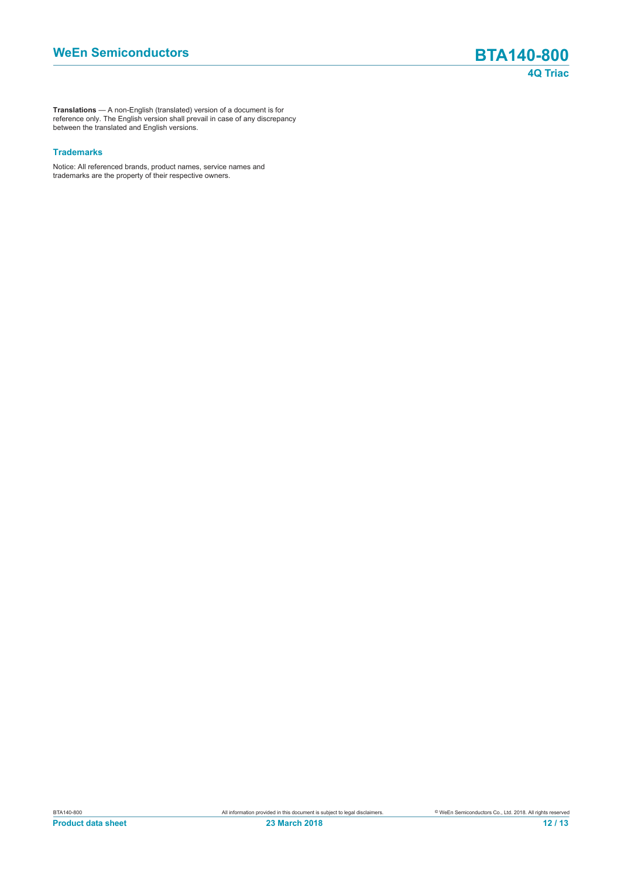**Translations** — A non-English (translated) version of a document is for reference only. The English version shall prevail in case of any discrepancy between the translated and English versions.

### Trademarks

Notice: All referenced brands, product names, service names and trademarks are the property of their respective owners.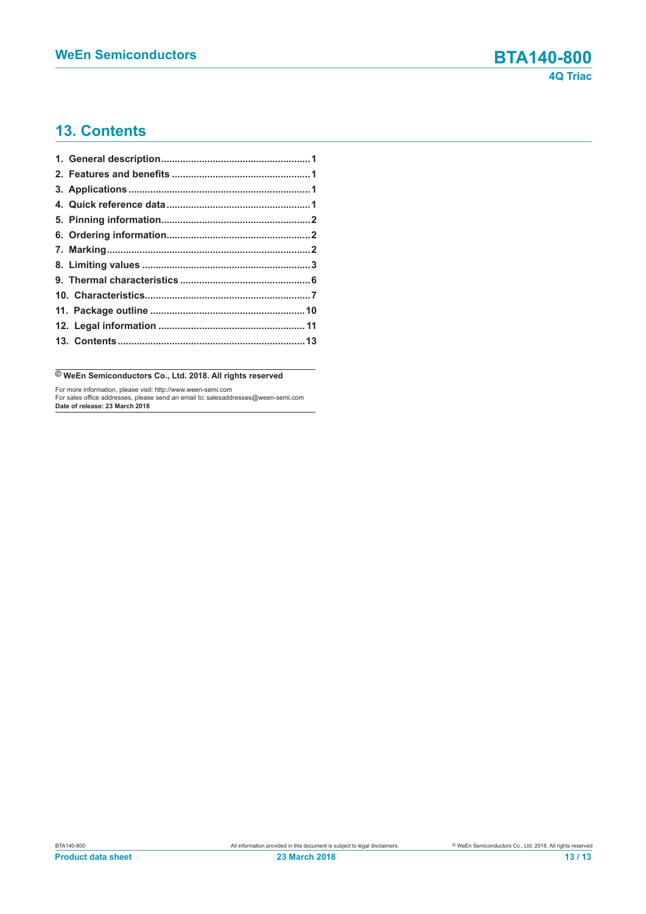## 13. Contents

1. General description ....................................................... 1
2. Features and benefits .................................................. 1
3. Applications .................................................................. 1
4. Quick reference data .................................................... 1
5. Pinning information....................................................... 2
6. Ordering information..................................................... 2
7. Marking .......................................................................... 2
8. Limiting values .............................................................. 3
9. Thermal characteristics ................................................ 6
10. Characteristics.............................................................. 7
11. Package outline ......................................................... 10
12. Legal information ...................................................... 11
13. Contents ..................................................................... 13

**© WeEn Semiconductors Co., Ltd. 2018. All rights reserved**

For more information, please visit: http://www.ween-semi.com
For sales office addresses, please send an email to: salesaddresses@ween-semi.com
**Date of release: 23 March 2018**